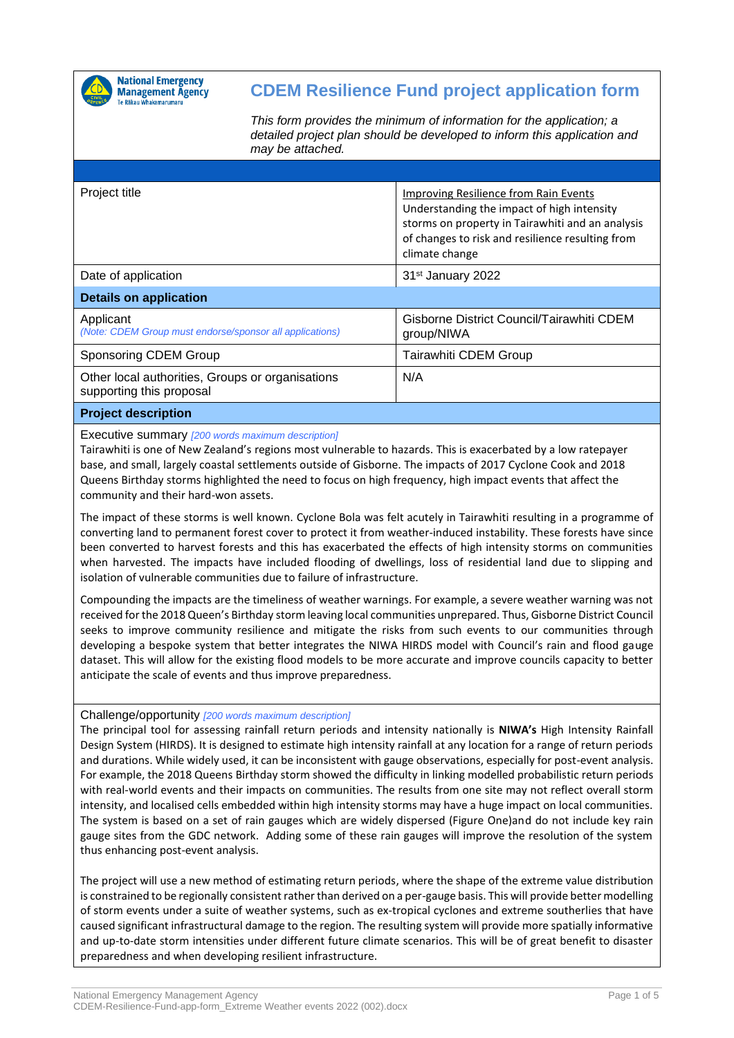National Emergency Management Agency
Te Rākau Whakamarumaru

# CDEM Resilience Fund project application form

*This form provides the minimum of information for the application; a detailed project plan should be developed to inform this application and may be attached.*

| | |
|---|---|
| Project title | Improving Resilience from Rain Events<br>Understanding the impact of high intensity storms on property in Tairawhiti and an analysis of changes to risk and resilience resulting from climate change |
| Date of application | 31st January 2022 |
| **Details on application** | |
| Applicant<br>*(Note: CDEM Group must endorse/sponsor all applications)* | Gisborne District Council/Tairawhiti CDEM group/NIWA |
| Sponsoring CDEM Group | Tairawhiti CDEM Group |
| Other local authorities, Groups or organisations supporting this proposal | N/A |

## Project description

Executive summary *[200 words maximum description]*

Tairawhiti is one of New Zealand's regions most vulnerable to hazards. This is exacerbated by a low ratepayer base, and small, largely coastal settlements outside of Gisborne. The impacts of 2017 Cyclone Cook and 2018 Queens Birthday storms highlighted the need to focus on high frequency, high impact events that affect the community and their hard-won assets.

The impact of these storms is well known. Cyclone Bola was felt acutely in Tairawhiti resulting in a programme of converting land to permanent forest cover to protect it from weather-induced instability. These forests have since been converted to harvest forests and this has exacerbated the effects of high intensity storms on communities when harvested. The impacts have included flooding of dwellings, loss of residential land due to slipping and isolation of vulnerable communities due to failure of infrastructure.

Compounding the impacts are the timeliness of weather warnings. For example, a severe weather warning was not received for the 2018 Queen's Birthday storm leaving local communities unprepared. Thus, Gisborne District Council seeks to improve community resilience and mitigate the risks from such events to our communities through developing a bespoke system that better integrates the NIWA HIRDS model with Council's rain and flood gauge dataset. This will allow for the existing flood models to be more accurate and improve councils capacity to better anticipate the scale of events and thus improve preparedness.

Challenge/opportunity *[200 words maximum description]*

The principal tool for assessing rainfall return periods and intensity nationally is **NIWA's** High Intensity Rainfall Design System (HIRDS). It is designed to estimate high intensity rainfall at any location for a range of return periods and durations. While widely used, it can be inconsistent with gauge observations, especially for post-event analysis. For example, the 2018 Queens Birthday storm showed the difficulty in linking modelled probabilistic return periods with real-world events and their impacts on communities. The results from one site may not reflect overall storm intensity, and localised cells embedded within high intensity storms may have a huge impact on local communities. The system is based on a set of rain gauges which are widely dispersed (Figure One)and do not include key rain gauge sites from the GDC network. Adding some of these rain gauges will improve the resolution of the system thus enhancing post-event analysis.

The project will use a new method of estimating return periods, where the shape of the extreme value distribution is constrained to be regionally consistent rather than derived on a per-gauge basis. This will provide better modelling of storm events under a suite of weather systems, such as ex-tropical cyclones and extreme southerlies that have caused significant infrastructural damage to the region. The resulting system will provide more spatially informative and up-to-date storm intensities under different future climate scenarios. This will be of great benefit to disaster preparedness and when developing resilient infrastructure.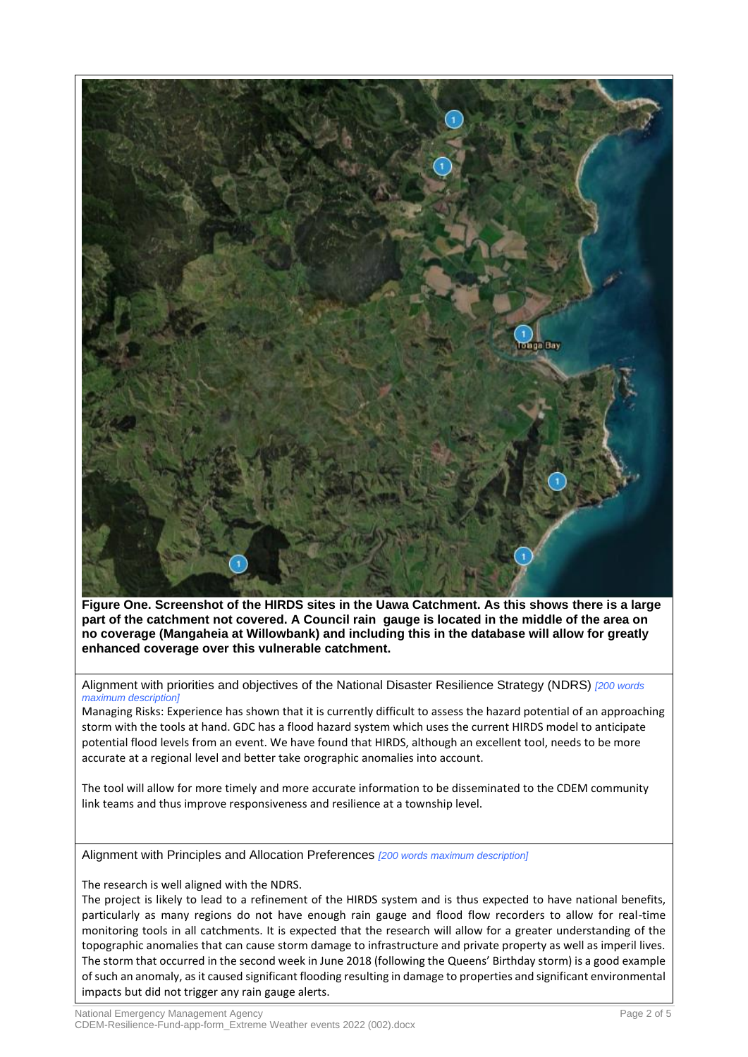**Figure One. Screenshot of the HIRDS sites in the Uawa Catchment. As this shows there is a large part of the catchment not covered. A Council rain gauge is located in the middle of the area on no coverage (Mangaheia at Willowbank) and including this in the database will allow for greatly enhanced coverage over this vulnerable catchment.**

Alignment with priorities and objectives of the National Disaster Resilience Strategy (NDRS) *[200 words maximum description]*

Managing Risks: Experience has shown that it is currently difficult to assess the hazard potential of an approaching storm with the tools at hand. GDC has a flood hazard system which uses the current HIRDS model to anticipate potential flood levels from an event. We have found that HIRDS, although an excellent tool, needs to be more accurate at a regional level and better take orographic anomalies into account.

The tool will allow for more timely and more accurate information to be disseminated to the CDEM community link teams and thus improve responsiveness and resilience at a township level.

Alignment with Principles and Allocation Preferences *[200 words maximum description]*

The research is well aligned with the NDRS.
The project is likely to lead to a refinement of the HIRDS system and is thus expected to have national benefits, particularly as many regions do not have enough rain gauge and flood flow recorders to allow for real-time monitoring tools in all catchments. It is expected that the research will allow for a greater understanding of the topographic anomalies that can cause storm damage to infrastructure and private property as well as imperil lives. The storm that occurred in the second week in June 2018 (following the Queens' Birthday storm) is a good example of such an anomaly, as it caused significant flooding resulting in damage to properties and significant environmental impacts but did not trigger any rain gauge alerts.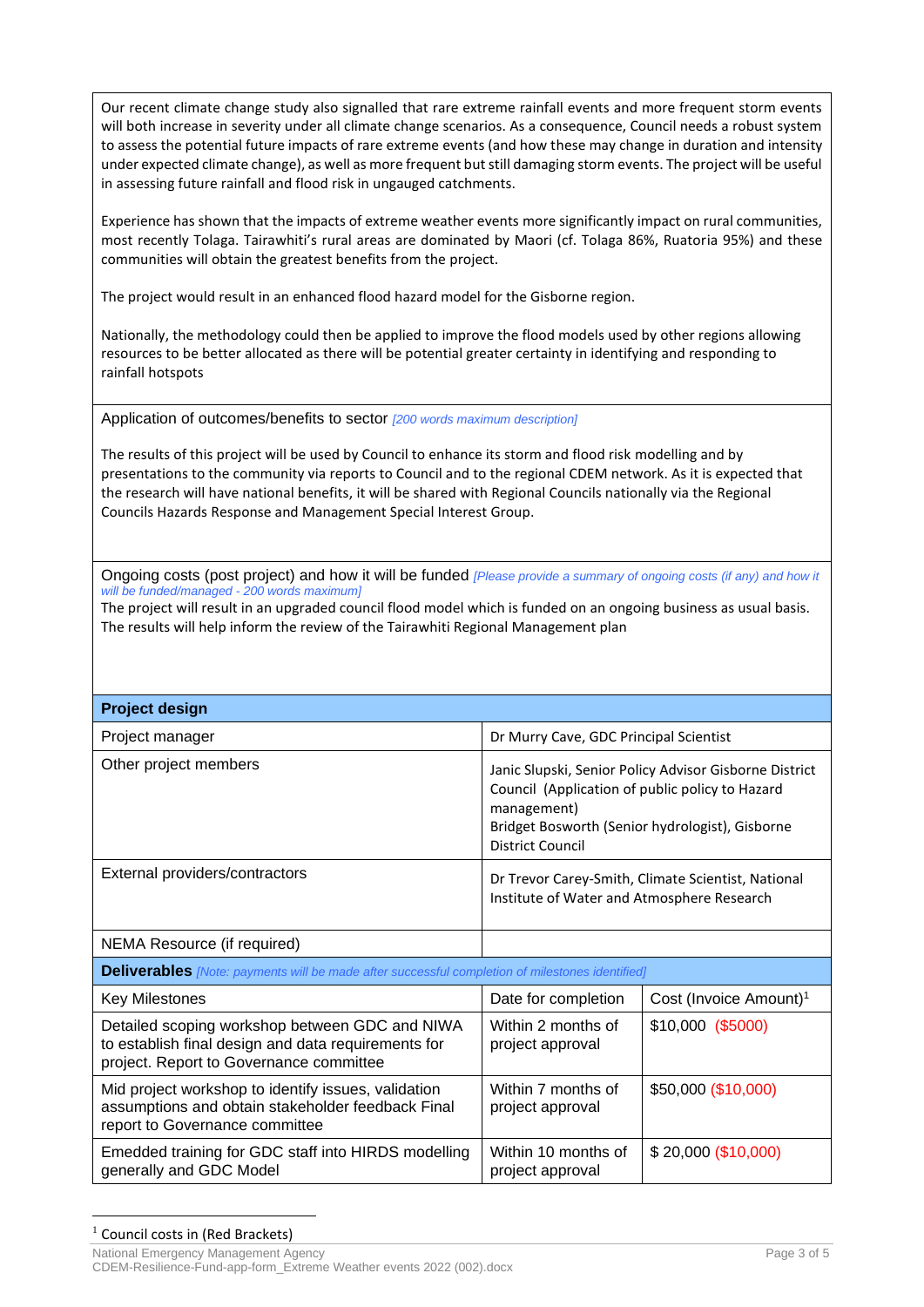Our recent climate change study also signalled that rare extreme rainfall events and more frequent storm events will both increase in severity under all climate change scenarios. As a consequence, Council needs a robust system to assess the potential future impacts of rare extreme events (and how these may change in duration and intensity under expected climate change), as well as more frequent but still damaging storm events. The project will be useful in assessing future rainfall and flood risk in ungauged catchments.

Experience has shown that the impacts of extreme weather events more significantly impact on rural communities, most recently Tolaga. Tairawhiti's rural areas are dominated by Maori (cf. Tolaga 86%, Ruatoria 95%) and these communities will obtain the greatest benefits from the project.

The project would result in an enhanced flood hazard model for the Gisborne region.

Nationally, the methodology could then be applied to improve the flood models used by other regions allowing resources to be better allocated as there will be potential greater certainty in identifying and responding to rainfall hotspots

Application of outcomes/benefits to sector *[200 words maximum description]*

The results of this project will be used by Council to enhance its storm and flood risk modelling and by presentations to the community via reports to Council and to the regional CDEM network. As it is expected that the research will have national benefits, it will be shared with Regional Councils nationally via the Regional Councils Hazards Response and Management Special Interest Group.

Ongoing costs (post project) and how it will be funded *[Please provide a summary of ongoing costs (if any) and how it will be funded/managed - 200 words maximum]*

The project will result in an upgraded council flood model which is funded on an ongoing business as usual basis. The results will help inform the review of the Tairawhiti Regional Management plan

| **Project design** | |
|---|---|
| Project manager | Dr Murry Cave, GDC Principal Scientist |
| Other project members | Janic Slupski, Senior Policy Advisor Gisborne District Council (Application of public policy to Hazard management)<br>Bridget Bosworth (Senior hydrologist), Gisborne District Council |
| External providers/contractors | Dr Trevor Carey-Smith, Climate Scientist, National Institute of Water and Atmosphere Research |
| NEMA Resource (if required) | |

**Deliverables** *[Note: payments will be made after successful completion of milestones identified]*

| Key Milestones | Date for completion | Cost (Invoice Amount)[1] |
|---|---|---|
| Detailed scoping workshop between GDC and NIWA to establish final design and data requirements for project. Report to Governance committee | Within 2 months of project approval | $10,000 ($5000) |
| Mid project workshop to identify issues, validation assumptions and obtain stakeholder feedback Final report to Governance committee | Within 7 months of project approval | $50,000 ($10,000) |
| Emedded training for GDC staff into HIRDS modelling generally and GDC Model | Within 10 months of project approval | $ 20,000 ($10,000) |

[1] Council costs in (Red Brackets)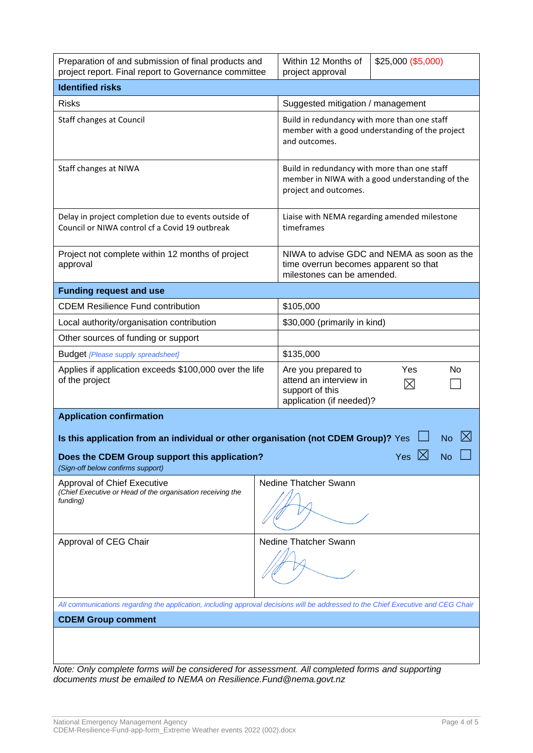| | | |
|---|---|---|
| Preparation of and submission of final products and project report. Final report to Governance committee | Within 12 Months of project approval | $25,000 ($5,000) |

| **Identified risks** | |
|---|---|
| Risks | Suggested mitigation / management |
| Staff changes at Council | Build in redundancy with more than one staff member with a good understanding of the project and outcomes. |
| Staff changes at NIWA | Build in redundancy with more than one staff member in NIWA with a good understanding of the project and outcomes. |
| Delay in project completion due to events outside of Council or NIWA control cf a Covid 19 outbreak | Liaise with NEMA regarding amended milestone timeframes |
| Project not complete within 12 months of project approval | NIWA to advise GDC and NEMA as soon as the time overrun becomes apparent so that milestones can be amended. |

| **Funding request and use** | |
|---|---|
| CDEM Resilience Fund contribution | $105,000 |
| Local authority/organisation contribution | $30,000 (primarily in kind) |
| Other sources of funding or support | |
| Budget *[Please supply spreadsheet]* | $135,000 |
| Applies if application exceeds $100,000 over the life of the project | Are you prepared to attend an interview in support of this application (if needed)? Yes ☒ No ☐ |

**Application confirmation**

**Is this application from an individual or other organisation (not CDEM Group)?** Yes ☐ No ☒

**Does the CDEM Group support this application?** Yes ☒ No ☐
*(Sign-off below confirms support)*

| | |
|---|---|
| Approval of Chief Executive *(Chief Executive or Head of the organisation receiving the funding)* | Nedine Thatcher Swann [signature] |
| Approval of CEG Chair | Nedine Thatcher Swann [signature] |

*All communications regarding the application, including approval decisions will be addressed to the Chief Executive and CEG Chair*

**CDEM Group comment**

*Note: Only complete forms will be considered for assessment. All completed forms and supporting documents must be emailed to NEMA on Resilience.Fund@nema.govt.nz*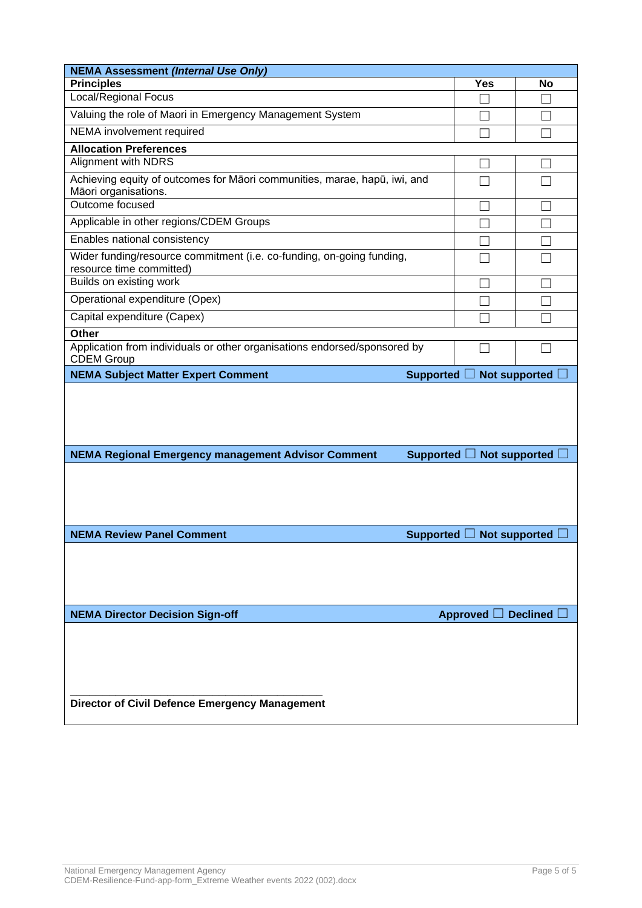| **NEMA Assessment *(Internal Use Only)*** | | |
|---|---|---|
| **Principles** | **Yes** | **No** |
| Local/Regional Focus | ☐ | ☐ |
| Valuing the role of Maori in Emergency Management System | ☐ | ☐ |
| NEMA involvement required | ☐ | ☐ |
| **Allocation Preferences** | | |
| Alignment with NDRS | ☐ | ☐ |
| Achieving equity of outcomes for Māori communities, marae, hapū, iwi, and Māori organisations. | ☐ | ☐ |
| Outcome focused | ☐ | ☐ |
| Applicable in other regions/CDEM Groups | ☐ | ☐ |
| Enables national consistency | ☐ | ☐ |
| Wider funding/resource commitment (i.e. co-funding, on-going funding, resource time committed) | ☐ | ☐ |
| Builds on existing work | ☐ | ☐ |
| Operational expenditure (Opex) | ☐ | ☐ |
| Capital expenditure (Capex) | ☐ | ☐ |
| **Other** | | |
| Application from individuals or other organisations endorsed/sponsored by CDEM Group | ☐ | ☐ |

| **NEMA Subject Matter Expert Comment** | **Supported ☐ Not supported ☐** |
|---|---|
| | |

| **NEMA Regional Emergency management Advisor Comment** | **Supported ☐ Not supported ☐** |
|---|---|
| | |

| **NEMA Review Panel Comment** | **Supported ☐ Not supported ☐** |
|---|---|
| | |

| **NEMA Director Decision Sign-off** | **Approved ☐ Declined ☐** |
|---|---|
| | |

_________________________________________

**Director of Civil Defence Emergency Management**